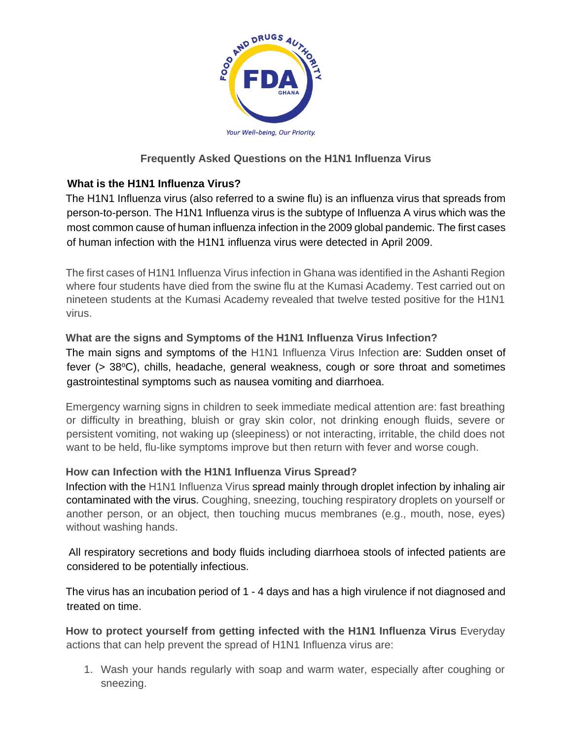FOOD AND DRUGS AUTHORITY

FDA GHANA

*Your Well-being, Our Priority.*

## Frequently Asked Questions on the H1N1 Influenza Virus

### What is the H1N1 Influenza Virus?

The H1N1 Influenza virus (also referred to a swine flu) is an influenza virus that spreads from person-to-person. The H1N1 Influenza virus is the subtype of Influenza A virus which was the most common cause of human influenza infection in the 2009 global pandemic. The first cases of human infection with the H1N1 influenza virus were detected in April 2009.

The first cases of H1N1 Influenza Virus infection in Ghana was identified in the Ashanti Region where four students have died from the swine flu at the Kumasi Academy. Test carried out on nineteen students at the Kumasi Academy revealed that twelve tested positive for the H1N1 virus.

### What are the signs and Symptoms of the H1N1 Influenza Virus Infection?

The main signs and symptoms of the H1N1 Influenza Virus Infection are: Sudden onset of fever (> 38$^{o}$C), chills, headache, general weakness, cough or sore throat and sometimes gastrointestinal symptoms such as nausea vomiting and diarrhoea.

Emergency warning signs in children to seek immediate medical attention are: fast breathing or difficulty in breathing, bluish or gray skin color, not drinking enough fluids, severe or persistent vomiting, not waking up (sleepiness) or not interacting, irritable, the child does not want to be held, flu-like symptoms improve but then return with fever and worse cough.

### How can Infection with the H1N1 Influenza Virus Spread?

Infection with the H1N1 Influenza Virus spread mainly through droplet infection by inhaling air contaminated with the virus. Coughing, sneezing, touching respiratory droplets on yourself or another person, or an object, then touching mucus membranes (e.g., mouth, nose, eyes) without washing hands.

All respiratory secretions and body fluids including diarrhoea stools of infected patients are considered to be potentially infectious.

The virus has an incubation period of 1 - 4 days and has a high virulence if not diagnosed and treated on time.

**How to protect yourself from getting infected with the H1N1 Influenza Virus** Everyday actions that can help prevent the spread of H1N1 Influenza virus are:

1. Wash your hands regularly with soap and warm water, especially after coughing or sneezing.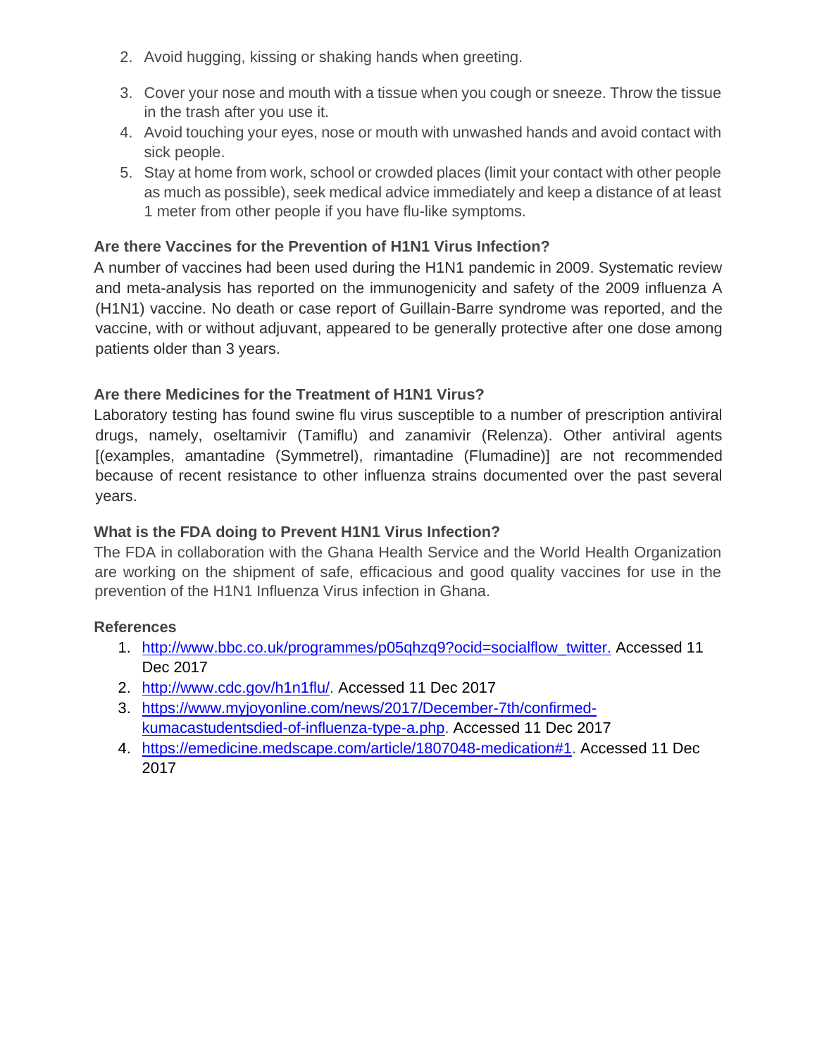2. Avoid hugging, kissing or shaking hands when greeting.
3. Cover your nose and mouth with a tissue when you cough or sneeze. Throw the tissue in the trash after you use it.
4. Avoid touching your eyes, nose or mouth with unwashed hands and avoid contact with sick people.
5. Stay at home from work, school or crowded places (limit your contact with other people as much as possible), seek medical advice immediately and keep a distance of at least 1 meter from other people if you have flu-like symptoms.

**Are there Vaccines for the Prevention of H1N1 Virus Infection?**

A number of vaccines had been used during the H1N1 pandemic in 2009. Systematic review and meta-analysis has reported on the immunogenicity and safety of the 2009 influenza A (H1N1) vaccine. No death or case report of Guillain-Barre syndrome was reported, and the vaccine, with or without adjuvant, appeared to be generally protective after one dose among patients older than 3 years.

**Are there Medicines for the Treatment of H1N1 Virus?**

Laboratory testing has found swine flu virus susceptible to a number of prescription antiviral drugs, namely, oseltamivir (Tamiflu) and zanamivir (Relenza). Other antiviral agents [(examples, amantadine (Symmetrel), rimantadine (Flumadine)] are not recommended because of recent resistance to other influenza strains documented over the past several years.

**What is the FDA doing to Prevent H1N1 Virus Infection?**

The FDA in collaboration with the Ghana Health Service and the World Health Organization are working on the shipment of safe, efficacious and good quality vaccines for use in the prevention of the H1N1 Influenza Virus infection in Ghana.

**References**

1. http://www.bbc.co.uk/programmes/p05qhzq9?ocid=socialflow_twitter. Accessed 11 Dec 2017
2. http://www.cdc.gov/h1n1flu/. Accessed 11 Dec 2017
3. https://www.myjoyonline.com/news/2017/December-7th/confirmed-kumacastudentsdied-of-influenza-type-a.php. Accessed 11 Dec 2017
4. https://emedicine.medscape.com/article/1807048-medication#1. Accessed 11 Dec 2017